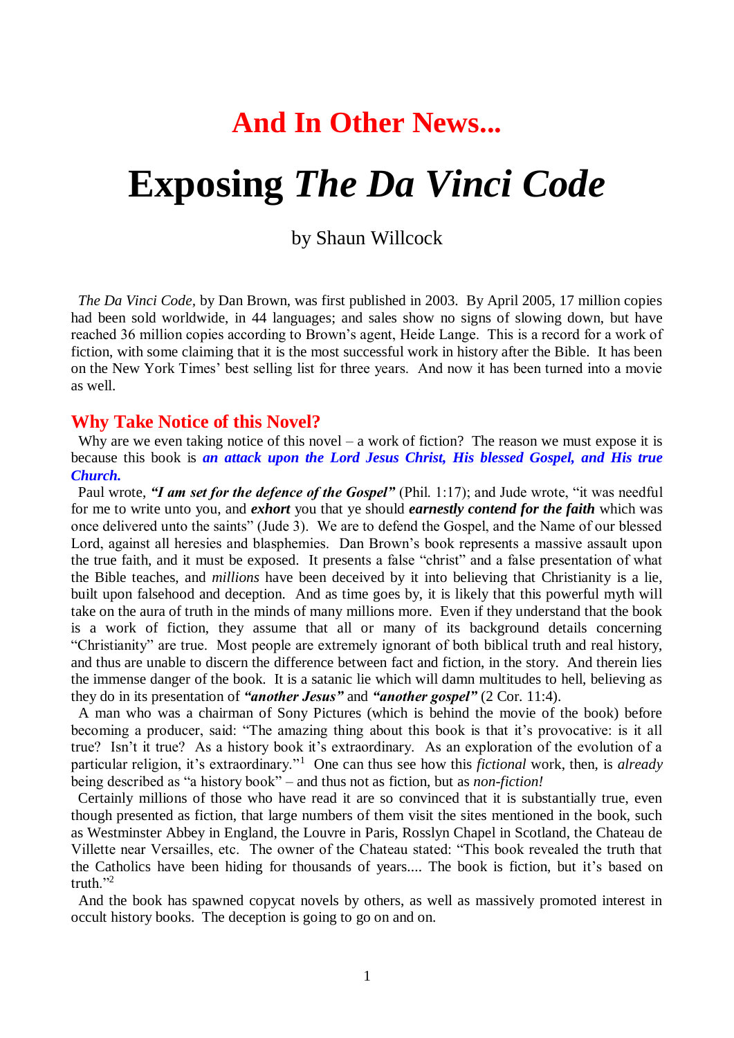# And In Other News...

# Exposing *The Da Vinci Code*

by Shaun Willcock

*The Da Vinci Code*, by Dan Brown, was first published in 2003. By April 2005, 17 million copies had been sold worldwide, in 44 languages; and sales show no signs of slowing down, but have reached 36 million copies according to Brown's agent, Heide Lange. This is a record for a work of fiction, with some claiming that it is the most successful work in history after the Bible. It has been on the New York Times' best selling list for three years. And now it has been turned into a movie as well.

## Why Take Notice of this Novel?

Why are we even taking notice of this novel – a work of fiction? The reason we must expose it is because this book is ***an attack upon the Lord Jesus Christ, His blessed Gospel, and His true Church.***

Paul wrote, ***"I am set for the defence of the Gospel"*** (Phil. 1:17); and Jude wrote, "it was needful for me to write unto you, and ***exhort*** you that ye should ***earnestly contend for the faith*** which was once delivered unto the saints" (Jude 3). We are to defend the Gospel, and the Name of our blessed Lord, against all heresies and blasphemies. Dan Brown's book represents a massive assault upon the true faith, and it must be exposed. It presents a false "christ" and a false presentation of what the Bible teaches, and *millions* have been deceived by it into believing that Christianity is a lie, built upon falsehood and deception. And as time goes by, it is likely that this powerful myth will take on the aura of truth in the minds of many millions more. Even if they understand that the book is a work of fiction, they assume that all or many of its background details concerning "Christianity" are true. Most people are extremely ignorant of both biblical truth and real history, and thus are unable to discern the difference between fact and fiction, in the story. And therein lies the immense danger of the book. It is a satanic lie which will damn multitudes to hell, believing as they do in its presentation of ***"another Jesus"*** and ***"another gospel"*** (2 Cor. 11:4).

A man who was a chairman of Sony Pictures (which is behind the movie of the book) before becoming a producer, said: "The amazing thing about this book is that it's provocative: is it all true? Isn't it true? As a history book it's extraordinary. As an exploration of the evolution of a particular religion, it's extraordinary."[1] One can thus see how this *fictional* work, then, is *already* being described as "a history book" – and thus not as fiction, but as *non-fiction!*

Certainly millions of those who have read it are so convinced that it is substantially true, even though presented as fiction, that large numbers of them visit the sites mentioned in the book, such as Westminster Abbey in England, the Louvre in Paris, Rosslyn Chapel in Scotland, the Chateau de Villette near Versailles, etc. The owner of the Chateau stated: "This book revealed the truth that the Catholics have been hiding for thousands of years.... The book is fiction, but it's based on truth."[2]

And the book has spawned copycat novels by others, as well as massively promoted interest in occult history books. The deception is going to go on and on.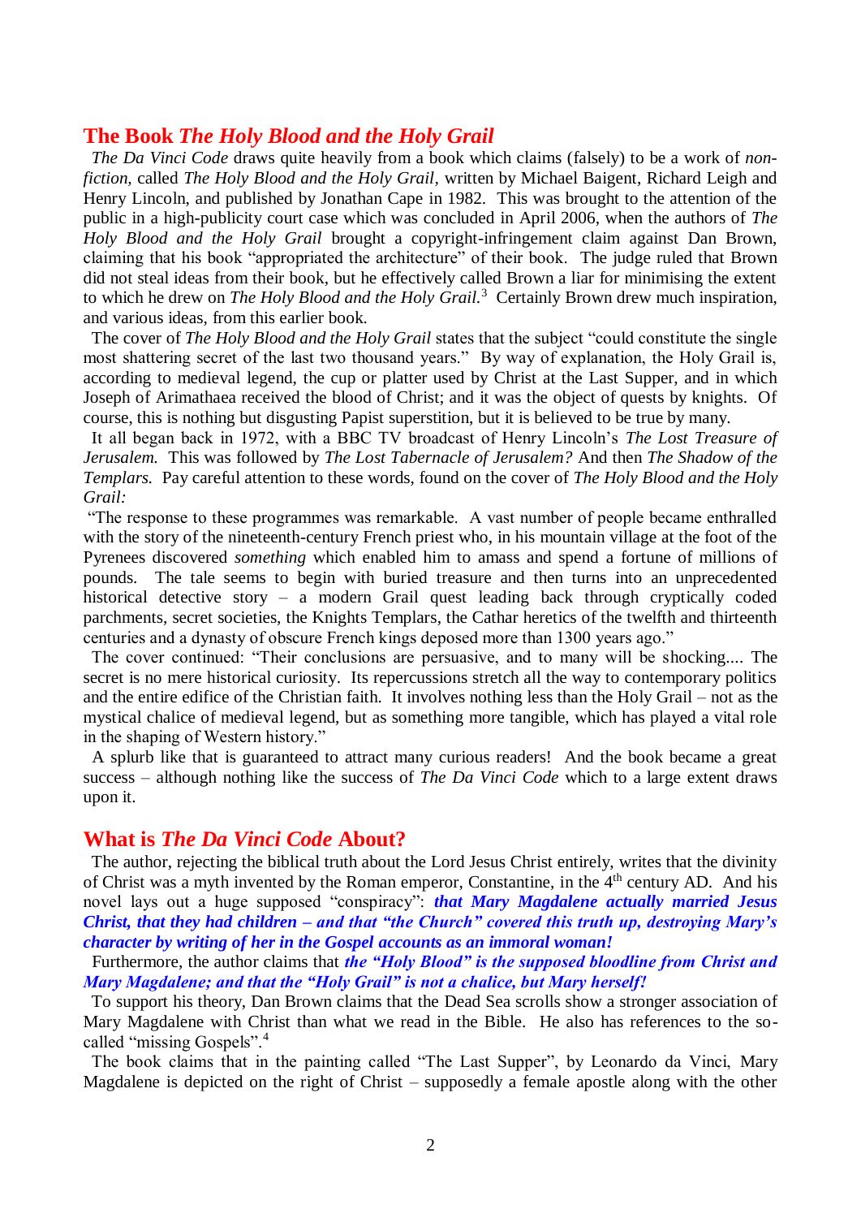## The Book *The Holy Blood and the Holy Grail*

*The Da Vinci Code* draws quite heavily from a book which claims (falsely) to be a work of *non-fiction*, called *The Holy Blood and the Holy Grail*, written by Michael Baigent, Richard Leigh and Henry Lincoln, and published by Jonathan Cape in 1982. This was brought to the attention of the public in a high-publicity court case which was concluded in April 2006, when the authors of *The Holy Blood and the Holy Grail* brought a copyright-infringement claim against Dan Brown, claiming that his book "appropriated the architecture" of their book. The judge ruled that Brown did not steal ideas from their book, but he effectively called Brown a liar for minimising the extent to which he drew on *The Holy Blood and the Holy Grail.*[3] Certainly Brown drew much inspiration, and various ideas, from this earlier book.

The cover of *The Holy Blood and the Holy Grail* states that the subject "could constitute the single most shattering secret of the last two thousand years." By way of explanation, the Holy Grail is, according to medieval legend, the cup or platter used by Christ at the Last Supper, and in which Joseph of Arimathaea received the blood of Christ; and it was the object of quests by knights. Of course, this is nothing but disgusting Papist superstition, but it is believed to be true by many.

It all began back in 1972, with a BBC TV broadcast of Henry Lincoln's *The Lost Treasure of Jerusalem.* This was followed by *The Lost Tabernacle of Jerusalem?* And then *The Shadow of the Templars.* Pay careful attention to these words, found on the cover of *The Holy Blood and the Holy Grail:*

"The response to these programmes was remarkable. A vast number of people became enthralled with the story of the nineteenth-century French priest who, in his mountain village at the foot of the Pyrenees discovered *something* which enabled him to amass and spend a fortune of millions of pounds. The tale seems to begin with buried treasure and then turns into an unprecedented historical detective story – a modern Grail quest leading back through cryptically coded parchments, secret societies, the Knights Templars, the Cathar heretics of the twelfth and thirteenth centuries and a dynasty of obscure French kings deposed more than 1300 years ago."

The cover continued: "Their conclusions are persuasive, and to many will be shocking.... The secret is no mere historical curiosity. Its repercussions stretch all the way to contemporary politics and the entire edifice of the Christian faith. It involves nothing less than the Holy Grail – not as the mystical chalice of medieval legend, but as something more tangible, which has played a vital role in the shaping of Western history."

A splurb like that is guaranteed to attract many curious readers! And the book became a great success – although nothing like the success of *The Da Vinci Code* which to a large extent draws upon it.

## What is *The Da Vinci Code* About?

The author, rejecting the biblical truth about the Lord Jesus Christ entirely, writes that the divinity of Christ was a myth invented by the Roman emperor, Constantine, in the 4th century AD. And his novel lays out a huge supposed "conspiracy": ***that Mary Magdalene actually married Jesus Christ, that they had children – and that "the Church" covered this truth up, destroying Mary's character by writing of her in the Gospel accounts as an immoral woman!***

Furthermore, the author claims that ***the "Holy Blood" is the supposed bloodline from Christ and Mary Magdalene; and that the "Holy Grail" is not a chalice, but Mary herself!***

To support his theory, Dan Brown claims that the Dead Sea scrolls show a stronger association of Mary Magdalene with Christ than what we read in the Bible. He also has references to the so-called "missing Gospels".[4]

The book claims that in the painting called "The Last Supper", by Leonardo da Vinci, Mary Magdalene is depicted on the right of Christ – supposedly a female apostle along with the other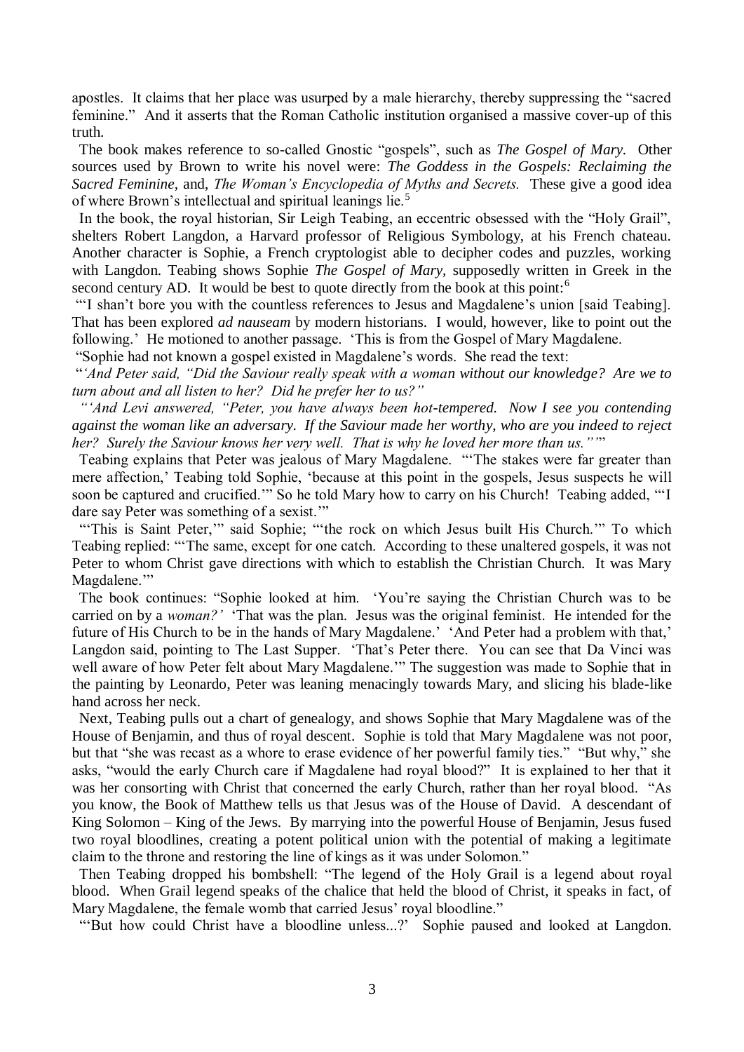apostles. It claims that her place was usurped by a male hierarchy, thereby suppressing the "sacred feminine." And it asserts that the Roman Catholic institution organised a massive cover-up of this truth.

The book makes reference to so-called Gnostic "gospels", such as *The Gospel of Mary*. Other sources used by Brown to write his novel were: *The Goddess in the Gospels: Reclaiming the Sacred Feminine,* and, *The Woman's Encyclopedia of Myths and Secrets.* These give a good idea of where Brown's intellectual and spiritual leanings lie.[5]

In the book, the royal historian, Sir Leigh Teabing, an eccentric obsessed with the "Holy Grail", shelters Robert Langdon, a Harvard professor of Religious Symbology, at his French chateau. Another character is Sophie, a French cryptologist able to decipher codes and puzzles, working with Langdon. Teabing shows Sophie *The Gospel of Mary*, supposedly written in Greek in the second century AD. It would be best to quote directly from the book at this point:[6]

"'I shan't bore you with the countless references to Jesus and Magdalene's union [said Teabing]. That has been explored *ad nauseam* by modern historians. I would, however, like to point out the following.' He motioned to another passage. 'This is from the Gospel of Mary Magdalene.

"Sophie had not known a gospel existed in Magdalene's words. She read the text:

"*'And Peter said, "Did the Saviour really speak with a woman without our knowledge? Are we to turn about and all listen to her? Did he prefer her to us?"*

*"'And Levi answered, "Peter, you have always been hot-tempered. Now I see you contending against the woman like an adversary. If the Saviour made her worthy, who are you indeed to reject her? Surely the Saviour knows her very well. That is why he loved her more than us."'*"

Teabing explains that Peter was jealous of Mary Magdalene. "'The stakes were far greater than mere affection,' Teabing told Sophie, 'because at this point in the gospels, Jesus suspects he will soon be captured and crucified.'" So he told Mary how to carry on his Church! Teabing added, "'I dare say Peter was something of a sexist.'"

"'This is Saint Peter,'" said Sophie; "'the rock on which Jesus built His Church.'" To which Teabing replied: "'The same, except for one catch. According to these unaltered gospels, it was not Peter to whom Christ gave directions with which to establish the Christian Church. It was Mary Magdalene.'"

The book continues: "Sophie looked at him. 'You're saying the Christian Church was to be carried on by a *woman?'* 'That was the plan. Jesus was the original feminist. He intended for the future of His Church to be in the hands of Mary Magdalene.' 'And Peter had a problem with that,' Langdon said, pointing to The Last Supper. 'That's Peter there. You can see that Da Vinci was well aware of how Peter felt about Mary Magdalene.'" The suggestion was made to Sophie that in the painting by Leonardo, Peter was leaning menacingly towards Mary, and slicing his blade-like hand across her neck.

Next, Teabing pulls out a chart of genealogy, and shows Sophie that Mary Magdalene was of the House of Benjamin, and thus of royal descent. Sophie is told that Mary Magdalene was not poor, but that "she was recast as a whore to erase evidence of her powerful family ties." "But why," she asks, "would the early Church care if Magdalene had royal blood?" It is explained to her that it was her consorting with Christ that concerned the early Church, rather than her royal blood. "As you know, the Book of Matthew tells us that Jesus was of the House of David. A descendant of King Solomon – King of the Jews. By marrying into the powerful House of Benjamin, Jesus fused two royal bloodlines, creating a potent political union with the potential of making a legitimate claim to the throne and restoring the line of kings as it was under Solomon."

Then Teabing dropped his bombshell: "The legend of the Holy Grail is a legend about royal blood. When Grail legend speaks of the chalice that held the blood of Christ, it speaks in fact, of Mary Magdalene, the female womb that carried Jesus' royal bloodline."

"'But how could Christ have a bloodline unless...?' Sophie paused and looked at Langdon.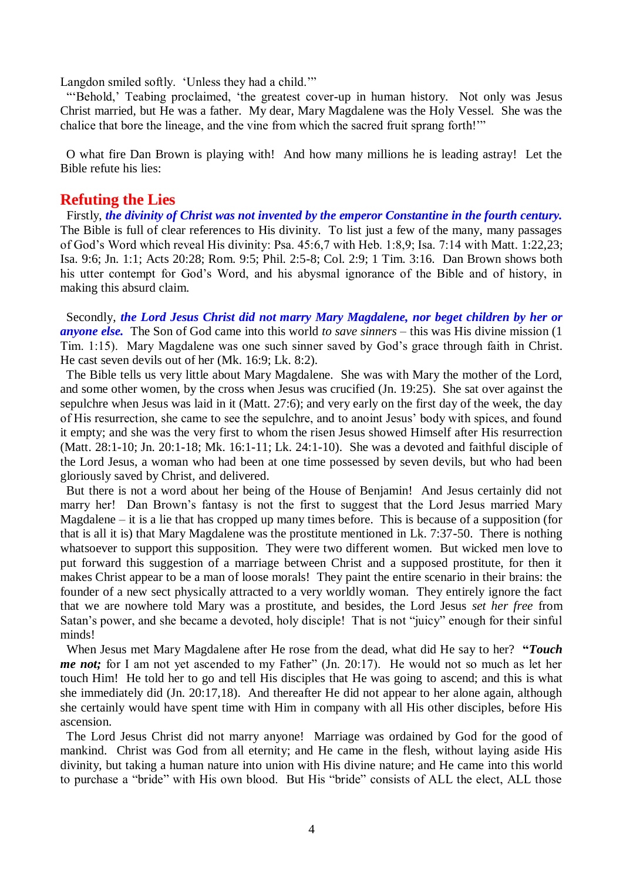Langdon smiled softly. 'Unless they had a child.'"

"'Behold,' Teabing proclaimed, 'the greatest cover-up in human history. Not only was Jesus Christ married, but He was a father. My dear, Mary Magdalene was the Holy Vessel. She was the chalice that bore the lineage, and the vine from which the sacred fruit sprang forth!'"

O what fire Dan Brown is playing with! And how many millions he is leading astray! Let the Bible refute his lies:

## Refuting the Lies

Firstly, ***the divinity of Christ was not invented by the emperor Constantine in the fourth century.*** The Bible is full of clear references to His divinity. To list just a few of the many, many passages of God's Word which reveal His divinity: Psa. 45:6,7 with Heb. 1:8,9; Isa. 7:14 with Matt. 1:22,23; Isa. 9:6; Jn. 1:1; Acts 20:28; Rom. 9:5; Phil. 2:5-8; Col. 2:9; 1 Tim. 3:16. Dan Brown shows both his utter contempt for God's Word, and his abysmal ignorance of the Bible and of history, in making this absurd claim.

Secondly, ***the Lord Jesus Christ did not marry Mary Magdalene, nor beget children by her or anyone else.*** The Son of God came into this world *to save sinners* – this was His divine mission (1 Tim. 1:15). Mary Magdalene was one such sinner saved by God's grace through faith in Christ. He cast seven devils out of her (Mk. 16:9; Lk. 8:2).

The Bible tells us very little about Mary Magdalene. She was with Mary the mother of the Lord, and some other women, by the cross when Jesus was crucified (Jn. 19:25). She sat over against the sepulchre when Jesus was laid in it (Matt. 27:6); and very early on the first day of the week, the day of His resurrection, she came to see the sepulchre, and to anoint Jesus' body with spices, and found it empty; and she was the very first to whom the risen Jesus showed Himself after His resurrection (Matt. 28:1-10; Jn. 20:1-18; Mk. 16:1-11; Lk. 24:1-10). She was a devoted and faithful disciple of the Lord Jesus, a woman who had been at one time possessed by seven devils, but who had been gloriously saved by Christ, and delivered.

But there is not a word about her being of the House of Benjamin! And Jesus certainly did not marry her! Dan Brown's fantasy is not the first to suggest that the Lord Jesus married Mary Magdalene – it is a lie that has cropped up many times before. This is because of a supposition (for that is all it is) that Mary Magdalene was the prostitute mentioned in Lk. 7:37-50. There is nothing whatsoever to support this supposition. They were two different women. But wicked men love to put forward this suggestion of a marriage between Christ and a supposed prostitute, for then it makes Christ appear to be a man of loose morals! They paint the entire scenario in their brains: the founder of a new sect physically attracted to a very worldly woman. They entirely ignore the fact that we are nowhere told Mary was a prostitute, and besides, the Lord Jesus *set her free* from Satan's power, and she became a devoted, holy disciple! That is not "juicy" enough for their sinful minds!

When Jesus met Mary Magdalene after He rose from the dead, what did He say to her? **"*Touch me not;*** for I am not yet ascended to my Father" (Jn. 20:17). He would not so much as let her touch Him! He told her to go and tell His disciples that He was going to ascend; and this is what she immediately did (Jn. 20:17,18). And thereafter He did not appear to her alone again, although she certainly would have spent time with Him in company with all His other disciples, before His ascension.

The Lord Jesus Christ did not marry anyone! Marriage was ordained by God for the good of mankind. Christ was God from all eternity; and He came in the flesh, without laying aside His divinity, but taking a human nature into union with His divine nature; and He came into this world to purchase a "bride" with His own blood. But His "bride" consists of ALL the elect, ALL those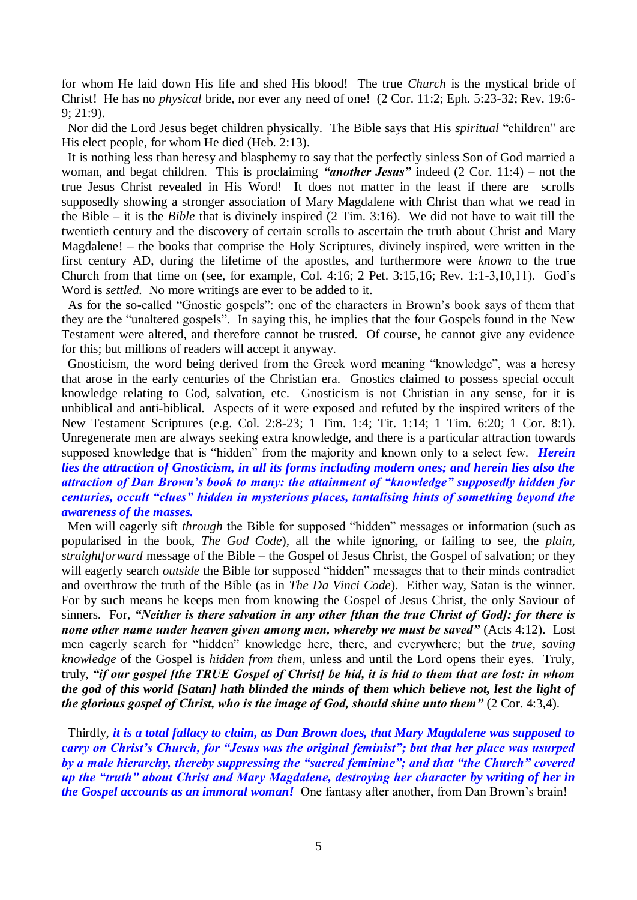for whom He laid down His life and shed His blood! The true *Church* is the mystical bride of Christ! He has no *physical* bride, nor ever any need of one! (2 Cor. 11:2; Eph. 5:23-32; Rev. 19:6-9; 21:9).

Nor did the Lord Jesus beget children physically. The Bible says that His *spiritual* "children" are His elect people, for whom He died (Heb. 2:13).

It is nothing less than heresy and blasphemy to say that the perfectly sinless Son of God married a woman, and begat children. This is proclaiming ***"another Jesus"*** indeed (2 Cor. 11:4) – not the true Jesus Christ revealed in His Word! It does not matter in the least if there are scrolls supposedly showing a stronger association of Mary Magdalene with Christ than what we read in the Bible – it is the *Bible* that is divinely inspired (2 Tim. 3:16). We did not have to wait till the twentieth century and the discovery of certain scrolls to ascertain the truth about Christ and Mary Magdalene! – the books that comprise the Holy Scriptures, divinely inspired, were written in the first century AD, during the lifetime of the apostles, and furthermore were *known* to the true Church from that time on (see, for example, Col. 4:16; 2 Pet. 3:15,16; Rev. 1:1-3,10,11). God's Word is *settled*. No more writings are ever to be added to it.

As for the so-called "Gnostic gospels": one of the characters in Brown's book says of them that they are the "unaltered gospels". In saying this, he implies that the four Gospels found in the New Testament were altered, and therefore cannot be trusted. Of course, he cannot give any evidence for this; but millions of readers will accept it anyway.

Gnosticism, the word being derived from the Greek word meaning "knowledge", was a heresy that arose in the early centuries of the Christian era. Gnostics claimed to possess special occult knowledge relating to God, salvation, etc. Gnosticism is not Christian in any sense, for it is unbiblical and anti-biblical. Aspects of it were exposed and refuted by the inspired writers of the New Testament Scriptures (e.g. Col. 2:8-23; 1 Tim. 1:4; Tit. 1:14; 1 Tim. 6:20; 1 Cor. 8:1). Unregenerate men are always seeking extra knowledge, and there is a particular attraction towards supposed knowledge that is "hidden" from the majority and known only to a select few. ***Herein lies the attraction of Gnosticism, in all its forms including modern ones; and herein lies also the attraction of Dan Brown's book to many: the attainment of "knowledge" supposedly hidden for centuries, occult "clues" hidden in mysterious places, tantalising hints of something beyond the awareness of the masses.***

Men will eagerly sift *through* the Bible for supposed "hidden" messages or information (such as popularised in the book, *The God Code*), all the while ignoring, or failing to see, the *plain, straightforward* message of the Bible – the Gospel of Jesus Christ, the Gospel of salvation; or they will eagerly search *outside* the Bible for supposed "hidden" messages that to their minds contradict and overthrow the truth of the Bible (as in *The Da Vinci Code*). Either way, Satan is the winner. For by such means he keeps men from knowing the Gospel of Jesus Christ, the only Saviour of sinners. For, ***"Neither is there salvation in any other [than the true Christ of God]: for there is none other name under heaven given among men, whereby we must be saved"*** (Acts 4:12). Lost men eagerly search for "hidden" knowledge here, there, and everywhere; but the *true, saving knowledge* of the Gospel is *hidden from them*, unless and until the Lord opens their eyes. Truly, truly, ***"if our gospel [the TRUE Gospel of Christ] be hid, it is hid to them that are lost: in whom the god of this world [Satan] hath blinded the minds of them which believe not, lest the light of the glorious gospel of Christ, who is the image of God, should shine unto them"*** (2 Cor. 4:3,4).

Thirdly, ***it is a total fallacy to claim, as Dan Brown does, that Mary Magdalene was supposed to carry on Christ's Church, for "Jesus was the original feminist"; but that her place was usurped by a male hierarchy, thereby suppressing the "sacred feminine"; and that "the Church" covered up the "truth" about Christ and Mary Magdalene, destroying her character by writing of her in the Gospel accounts as an immoral woman!*** One fantasy after another, from Dan Brown's brain!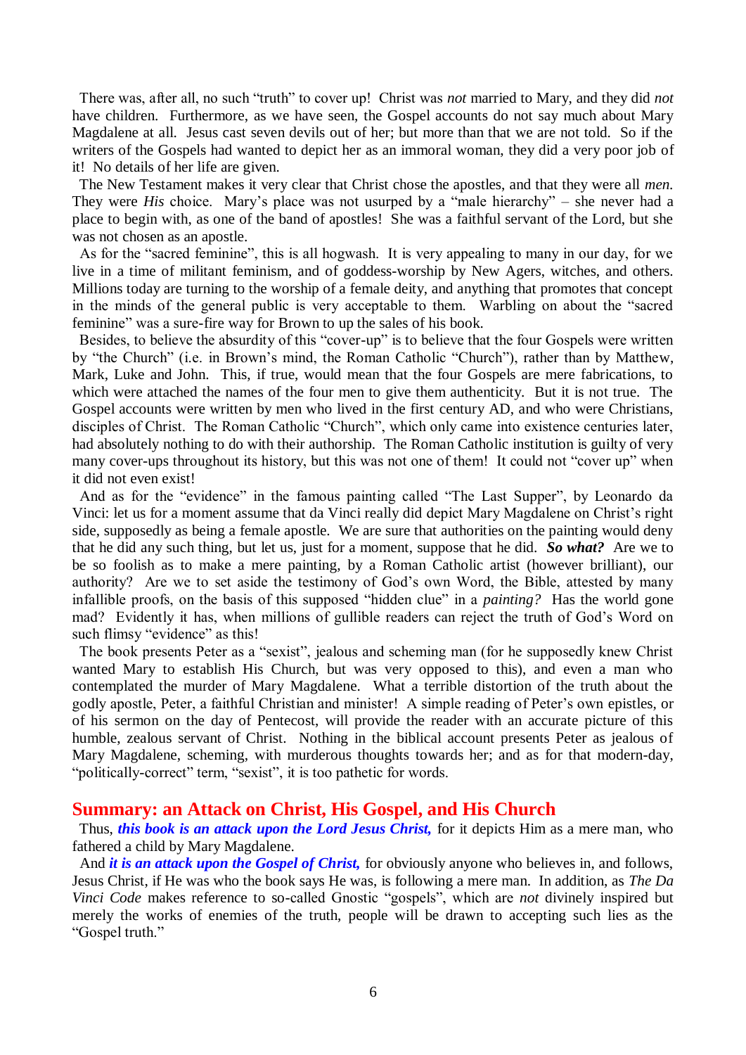There was, after all, no such "truth" to cover up! Christ was *not* married to Mary, and they did *not* have children. Furthermore, as we have seen, the Gospel accounts do not say much about Mary Magdalene at all. Jesus cast seven devils out of her; but more than that we are not told. So if the writers of the Gospels had wanted to depict her as an immoral woman, they did a very poor job of it! No details of her life are given.

The New Testament makes it very clear that Christ chose the apostles, and that they were all *men*. They were *His* choice. Mary's place was not usurped by a "male hierarchy" – she never had a place to begin with, as one of the band of apostles! She was a faithful servant of the Lord, but she was not chosen as an apostle.

As for the "sacred feminine", this is all hogwash. It is very appealing to many in our day, for we live in a time of militant feminism, and of goddess-worship by New Agers, witches, and others. Millions today are turning to the worship of a female deity, and anything that promotes that concept in the minds of the general public is very acceptable to them. Warbling on about the "sacred feminine" was a sure-fire way for Brown to up the sales of his book.

Besides, to believe the absurdity of this "cover-up" is to believe that the four Gospels were written by "the Church" (i.e. in Brown's mind, the Roman Catholic "Church"), rather than by Matthew, Mark, Luke and John. This, if true, would mean that the four Gospels are mere fabrications, to which were attached the names of the four men to give them authenticity. But it is not true. The Gospel accounts were written by men who lived in the first century AD, and who were Christians, disciples of Christ. The Roman Catholic "Church", which only came into existence centuries later, had absolutely nothing to do with their authorship. The Roman Catholic institution is guilty of very many cover-ups throughout its history, but this was not one of them! It could not "cover up" when it did not even exist!

And as for the "evidence" in the famous painting called "The Last Supper", by Leonardo da Vinci: let us for a moment assume that da Vinci really did depict Mary Magdalene on Christ's right side, supposedly as being a female apostle. We are sure that authorities on the painting would deny that he did any such thing, but let us, just for a moment, suppose that he did. ***So what?*** Are we to be so foolish as to make a mere painting, by a Roman Catholic artist (however brilliant), our authority? Are we to set aside the testimony of God's own Word, the Bible, attested by many infallible proofs, on the basis of this supposed "hidden clue" in a *painting?* Has the world gone mad? Evidently it has, when millions of gullible readers can reject the truth of God's Word on such flimsy "evidence" as this!

The book presents Peter as a "sexist", jealous and scheming man (for he supposedly knew Christ wanted Mary to establish His Church, but was very opposed to this), and even a man who contemplated the murder of Mary Magdalene. What a terrible distortion of the truth about the godly apostle, Peter, a faithful Christian and minister! A simple reading of Peter's own epistles, or of his sermon on the day of Pentecost, will provide the reader with an accurate picture of this humble, zealous servant of Christ. Nothing in the biblical account presents Peter as jealous of Mary Magdalene, scheming, with murderous thoughts towards her; and as for that modern-day, "politically-correct" term, "sexist", it is too pathetic for words.

## Summary: an Attack on Christ, His Gospel, and His Church

Thus, ***this book is an attack upon the Lord Jesus Christ,*** for it depicts Him as a mere man, who fathered a child by Mary Magdalene.

And ***it is an attack upon the Gospel of Christ,*** for obviously anyone who believes in, and follows, Jesus Christ, if He was who the book says He was, is following a mere man. In addition, as *The Da Vinci Code* makes reference to so-called Gnostic "gospels", which are *not* divinely inspired but merely the works of enemies of the truth, people will be drawn to accepting such lies as the "Gospel truth."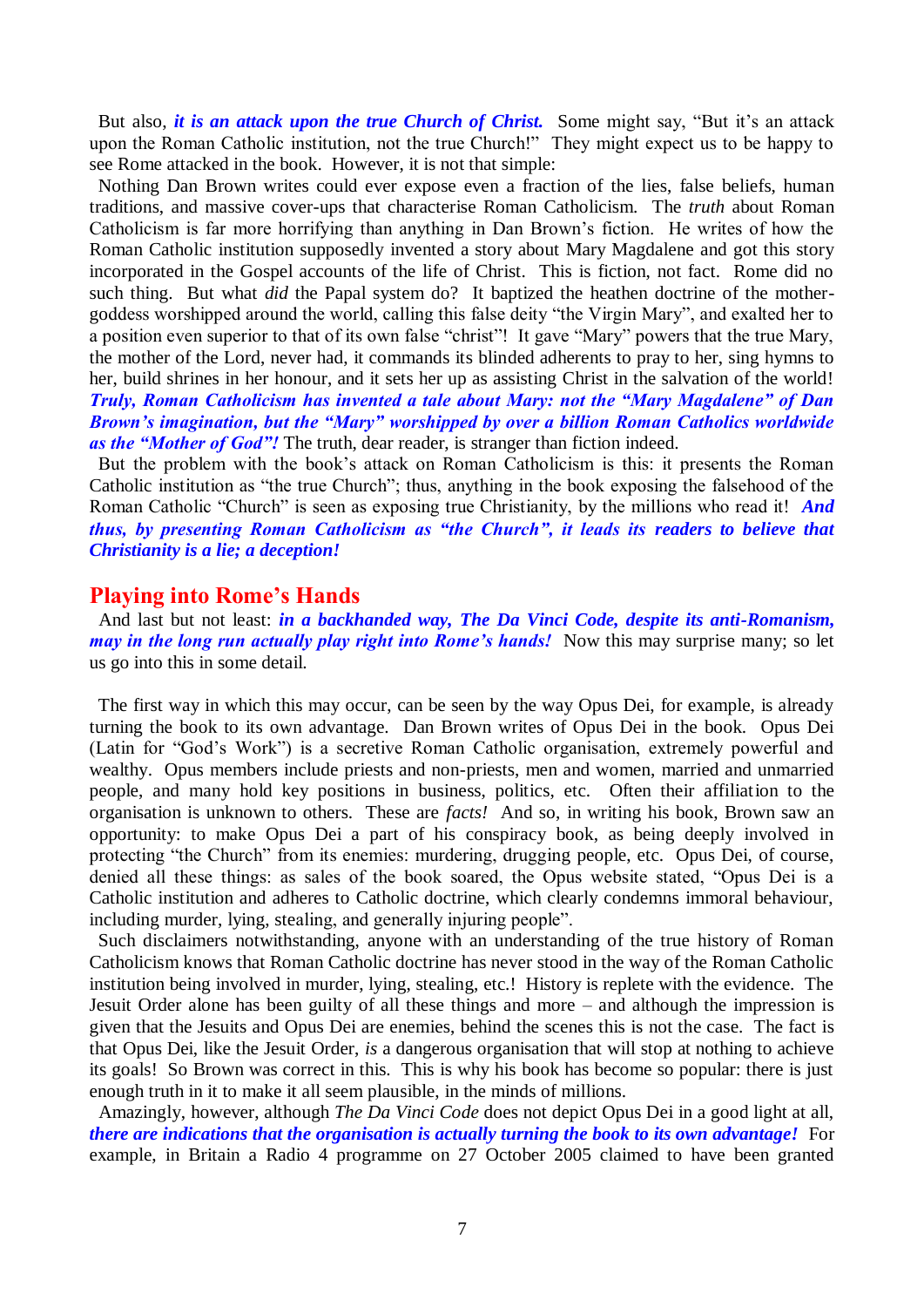But also, ***it is an attack upon the true Church of Christ.*** Some might say, "But it's an attack upon the Roman Catholic institution, not the true Church!" They might expect us to be happy to see Rome attacked in the book. However, it is not that simple:

Nothing Dan Brown writes could ever expose even a fraction of the lies, false beliefs, human traditions, and massive cover-ups that characterise Roman Catholicism. The *truth* about Roman Catholicism is far more horrifying than anything in Dan Brown's fiction. He writes of how the Roman Catholic institution supposedly invented a story about Mary Magdalene and got this story incorporated in the Gospel accounts of the life of Christ. This is fiction, not fact. Rome did no such thing. But what *did* the Papal system do? It baptized the heathen doctrine of the mother-goddess worshipped around the world, calling this false deity "the Virgin Mary", and exalted her to a position even superior to that of its own false "christ"! It gave "Mary" powers that the true Mary, the mother of the Lord, never had, it commands its blinded adherents to pray to her, sing hymns to her, build shrines in her honour, and it sets her up as assisting Christ in the salvation of the world! ***Truly, Roman Catholicism has invented a tale about Mary: not the "Mary Magdalene" of Dan Brown's imagination, but the "Mary" worshipped by over a billion Roman Catholics worldwide as the "Mother of God"!*** The truth, dear reader, is stranger than fiction indeed.

But the problem with the book's attack on Roman Catholicism is this: it presents the Roman Catholic institution as "the true Church"; thus, anything in the book exposing the falsehood of the Roman Catholic "Church" is seen as exposing true Christianity, by the millions who read it! ***And thus, by presenting Roman Catholicism as "the Church", it leads its readers to believe that Christianity is a lie; a deception!***

## Playing into Rome's Hands

And last but not least: ***in a backhanded way, The Da Vinci Code, despite its anti-Romanism, may in the long run actually play right into Rome's hands!*** Now this may surprise many; so let us go into this in some detail.

The first way in which this may occur, can be seen by the way Opus Dei, for example, is already turning the book to its own advantage. Dan Brown writes of Opus Dei in the book. Opus Dei (Latin for "God's Work") is a secretive Roman Catholic organisation, extremely powerful and wealthy. Opus members include priests and non-priests, men and women, married and unmarried people, and many hold key positions in business, politics, etc. Often their affiliation to the organisation is unknown to others. These are *facts!* And so, in writing his book, Brown saw an opportunity: to make Opus Dei a part of his conspiracy book, as being deeply involved in protecting "the Church" from its enemies: murdering, drugging people, etc. Opus Dei, of course, denied all these things: as sales of the book soared, the Opus website stated, "Opus Dei is a Catholic institution and adheres to Catholic doctrine, which clearly condemns immoral behaviour, including murder, lying, stealing, and generally injuring people".

Such disclaimers notwithstanding, anyone with an understanding of the true history of Roman Catholicism knows that Roman Catholic doctrine has never stood in the way of the Roman Catholic institution being involved in murder, lying, stealing, etc.! History is replete with the evidence. The Jesuit Order alone has been guilty of all these things and more – and although the impression is given that the Jesuits and Opus Dei are enemies, behind the scenes this is not the case. The fact is that Opus Dei, like the Jesuit Order, *is* a dangerous organisation that will stop at nothing to achieve its goals! So Brown was correct in this. This is why his book has become so popular: there is just enough truth in it to make it all seem plausible, in the minds of millions.

Amazingly, however, although *The Da Vinci Code* does not depict Opus Dei in a good light at all, ***there are indications that the organisation is actually turning the book to its own advantage!*** For example, in Britain a Radio 4 programme on 27 October 2005 claimed to have been granted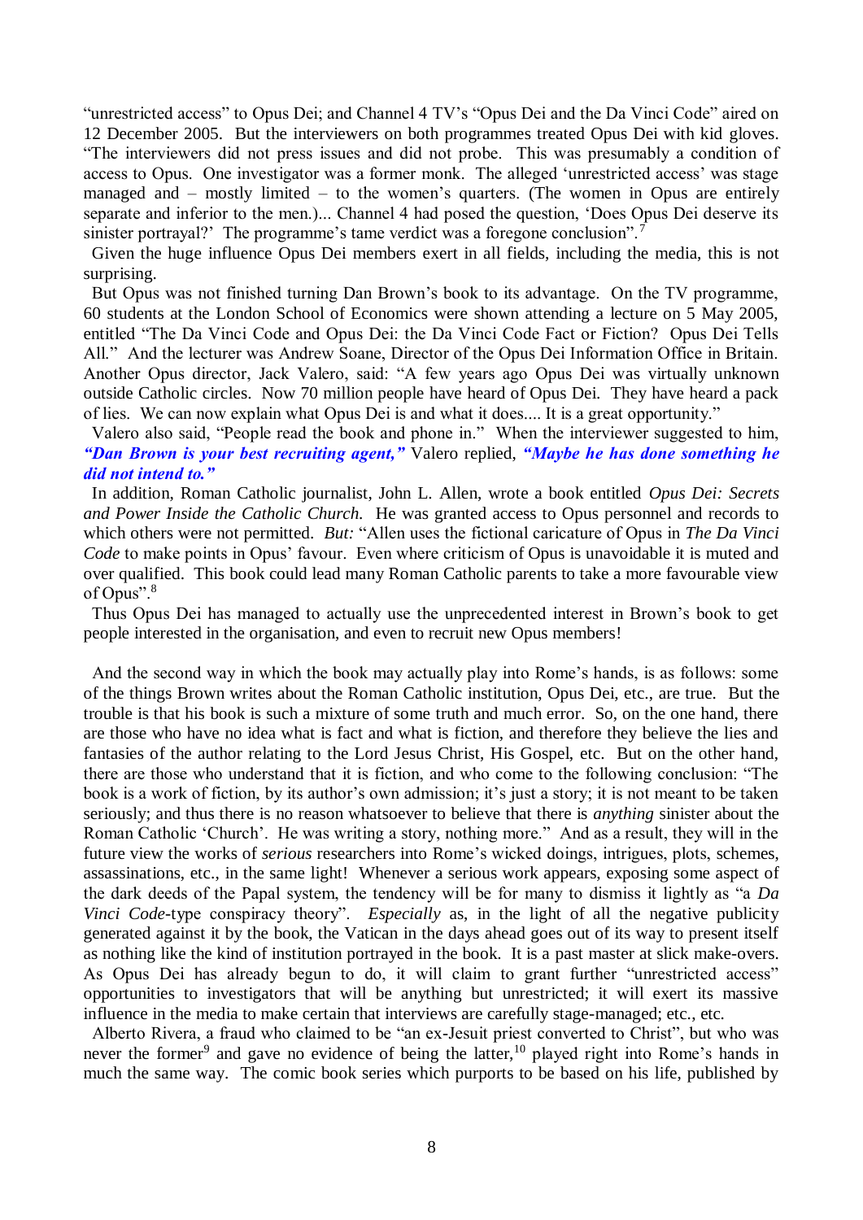"unrestricted access" to Opus Dei; and Channel 4 TV's "Opus Dei and the Da Vinci Code" aired on 12 December 2005. But the interviewers on both programmes treated Opus Dei with kid gloves. "The interviewers did not press issues and did not probe. This was presumably a condition of access to Opus. One investigator was a former monk. The alleged 'unrestricted access' was stage managed and – mostly limited – to the women's quarters. (The women in Opus are entirely separate and inferior to the men.)... Channel 4 had posed the question, 'Does Opus Dei deserve its sinister portrayal?' The programme's tame verdict was a foregone conclusion".[7]

Given the huge influence Opus Dei members exert in all fields, including the media, this is not surprising.

But Opus was not finished turning Dan Brown's book to its advantage. On the TV programme, 60 students at the London School of Economics were shown attending a lecture on 5 May 2005, entitled "The Da Vinci Code and Opus Dei: the Da Vinci Code Fact or Fiction? Opus Dei Tells All." And the lecturer was Andrew Soane, Director of the Opus Dei Information Office in Britain. Another Opus director, Jack Valero, said: "A few years ago Opus Dei was virtually unknown outside Catholic circles. Now 70 million people have heard of Opus Dei. They have heard a pack of lies. We can now explain what Opus Dei is and what it does.... It is a great opportunity."

Valero also said, "People read the book and phone in." When the interviewer suggested to him, ***"Dan Brown is your best recruiting agent,"*** Valero replied, ***"Maybe he has done something he did not intend to."***

In addition, Roman Catholic journalist, John L. Allen, wrote a book entitled *Opus Dei: Secrets and Power Inside the Catholic Church.* He was granted access to Opus personnel and records to which others were not permitted. *But:* "Allen uses the fictional caricature of Opus in *The Da Vinci Code* to make points in Opus' favour. Even where criticism of Opus is unavoidable it is muted and over qualified. This book could lead many Roman Catholic parents to take a more favourable view of Opus".[8]

Thus Opus Dei has managed to actually use the unprecedented interest in Brown's book to get people interested in the organisation, and even to recruit new Opus members!

And the second way in which the book may actually play into Rome's hands, is as follows: some of the things Brown writes about the Roman Catholic institution, Opus Dei, etc., are true. But the trouble is that his book is such a mixture of some truth and much error. So, on the one hand, there are those who have no idea what is fact and what is fiction, and therefore they believe the lies and fantasies of the author relating to the Lord Jesus Christ, His Gospel, etc. But on the other hand, there are those who understand that it is fiction, and who come to the following conclusion: "The book is a work of fiction, by its author's own admission; it's just a story; it is not meant to be taken seriously; and thus there is no reason whatsoever to believe that there is *anything* sinister about the Roman Catholic 'Church'. He was writing a story, nothing more." And as a result, they will in the future view the works of *serious* researchers into Rome's wicked doings, intrigues, plots, schemes, assassinations, etc., in the same light! Whenever a serious work appears, exposing some aspect of the dark deeds of the Papal system, the tendency will be for many to dismiss it lightly as "a *Da Vinci Code*-type conspiracy theory". *Especially* as, in the light of all the negative publicity generated against it by the book, the Vatican in the days ahead goes out of its way to present itself as nothing like the kind of institution portrayed in the book. It is a past master at slick make-overs. As Opus Dei has already begun to do, it will claim to grant further "unrestricted access" opportunities to investigators that will be anything but unrestricted; it will exert its massive influence in the media to make certain that interviews are carefully stage-managed; etc., etc.

Alberto Rivera, a fraud who claimed to be "an ex-Jesuit priest converted to Christ", but who was never the former[9] and gave no evidence of being the latter,[10] played right into Rome's hands in much the same way. The comic book series which purports to be based on his life, published by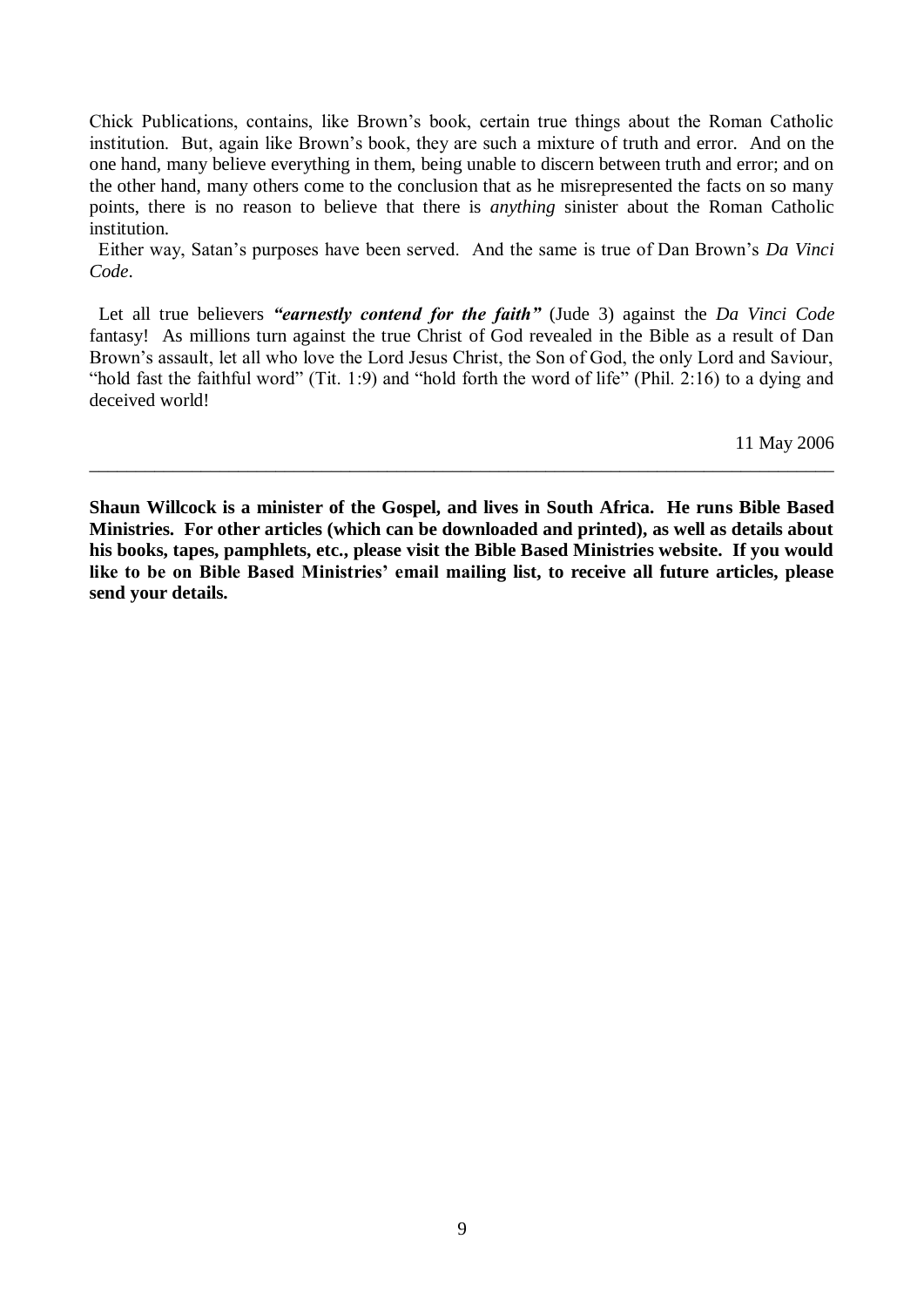Chick Publications, contains, like Brown's book, certain true things about the Roman Catholic institution. But, again like Brown's book, they are such a mixture of truth and error. And on the one hand, many believe everything in them, being unable to discern between truth and error; and on the other hand, many others come to the conclusion that as he misrepresented the facts on so many points, there is no reason to believe that there is *anything* sinister about the Roman Catholic institution.

Either way, Satan's purposes have been served. And the same is true of Dan Brown's *Da Vinci Code*.

Let all true believers ***"earnestly contend for the faith"*** (Jude 3) against the *Da Vinci Code* fantasy! As millions turn against the true Christ of God revealed in the Bible as a result of Dan Brown's assault, let all who love the Lord Jesus Christ, the Son of God, the only Lord and Saviour, "hold fast the faithful word" (Tit. 1:9) and "hold forth the word of life" (Phil. 2:16) to a dying and deceived world!

11 May 2006

---

**Shaun Willcock is a minister of the Gospel, and lives in South Africa. He runs Bible Based Ministries. For other articles (which can be downloaded and printed), as well as details about his books, tapes, pamphlets, etc., please visit the Bible Based Ministries website. If you would like to be on Bible Based Ministries' email mailing list, to receive all future articles, please send your details.**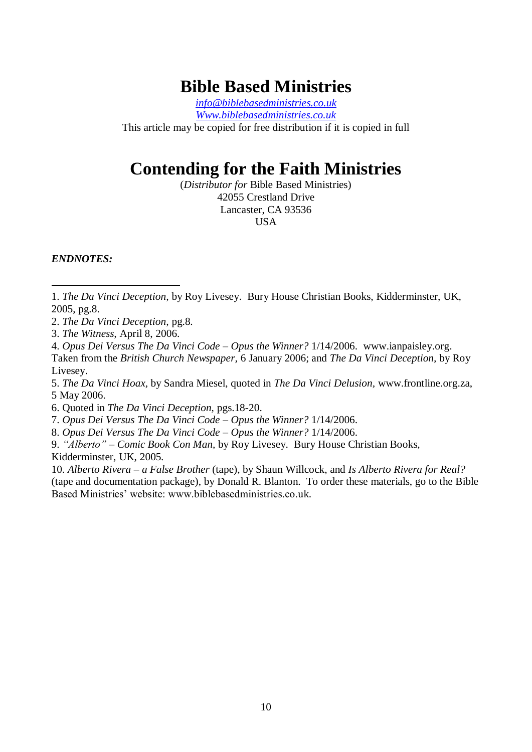# Bible Based Ministries

info@biblebasedministries.co.uk
Www.biblebasedministries.co.uk
This article may be copied for free distribution if it is copied in full

# Contending for the Faith Ministries

(*Distributor for* Bible Based Ministries)
42055 Crestland Drive
Lancaster, CA 93536
USA

***ENDNOTES:***

---

1. *The Da Vinci Deception,* by Roy Livesey. Bury House Christian Books, Kidderminster, UK, 2005, pg.8.
2. *The Da Vinci Deception,* pg.8.
3. *The Witness,* April 8, 2006.
4. *Opus Dei Versus The Da Vinci Code – Opus the Winner?* 1/14/2006. www.ianpaisley.org. Taken from the *British Church Newspaper,* 6 January 2006; and *The Da Vinci Deception,* by Roy Livesey.
5. *The Da Vinci Hoax,* by Sandra Miesel, quoted in *The Da Vinci Delusion,* www.frontline.org.za, 5 May 2006.
6. Quoted in *The Da Vinci Deception,* pgs.18-20.
7. *Opus Dei Versus The Da Vinci Code – Opus the Winner?* 1/14/2006.
8. *Opus Dei Versus The Da Vinci Code – Opus the Winner?* 1/14/2006.
9. *"Alberto" – Comic Book Con Man,* by Roy Livesey. Bury House Christian Books, Kidderminster, UK, 2005.
10. *Alberto Rivera – a False Brother* (tape), by Shaun Willcock, and *Is Alberto Rivera for Real?* (tape and documentation package), by Donald R. Blanton. To order these materials, go to the Bible Based Ministries' website: www.biblebasedministries.co.uk.